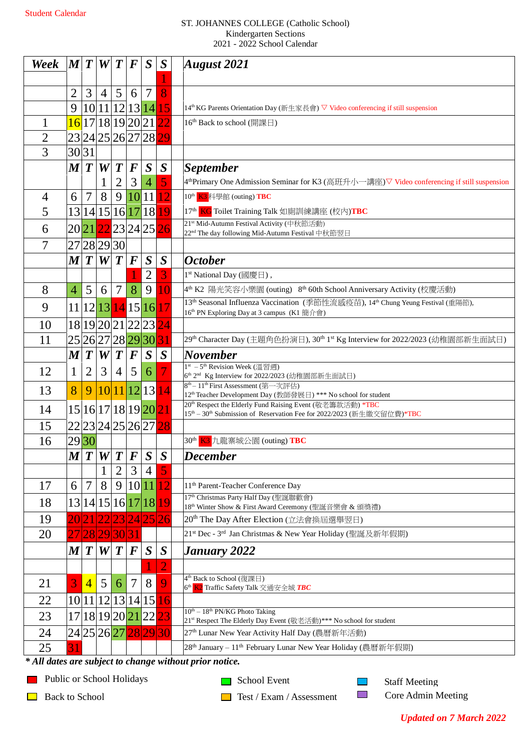Student Calendar

ST. JOHANNES COLLEGE (Catholic School)
Kindergarten Sections
2021 - 2022 School Calendar

| Week | M | T | W | T | F | S | S | August 2021 |
|---|---|---|---|---|---|---|---|---|
| | | | | | | | 1 | |
| | 2 | 3 | 4 | 5 | 6 | 7 | 8 | |
| | 9 | 10 | 11 | 12 | 13 | 14 | 15 | 14th KG Parents Orientation Day (新生家長會) ▽ Video conferencing if still suspension |
| 1 | 16 | 17 | 18 | 19 | 20 | 21 | 22 | 16th Back to school (開課日) |
| 2 | 23 | 24 | 25 | 26 | 27 | 28 | 29 | |
| 3 | 30 | 31 | | | | | | |
| | **M** | **T** | **W** | **T** | **F** | **S** | **S** | **September** |
| | | | 1 | 2 | 3 | 4 | 5 | 4thPrimary One Admission Seminar for K3 (高班升小一講座)▽ Video conferencing if still suspension |
| 4 | 6 | 7 | 8 | 9 | 10 | 11 | 12 | 10th K3 科學館 (outing) TBC |
| 5 | 13 | 14 | 15 | 16 | 17 | 18 | 19 | 17th KG Toilet Training Talk 如廁訓練講座 (校內)TBC |
| 6 | 20 | 21 | 22 | 23 | 24 | 25 | 26 | 21st Mid-Autumn Festival Activity (中秋節活動) 22nd The day following Mid-Autumn Festival 中秋節翌日 |
| 7 | 27 | 28 | 29 | 30 | | | | |
| | **M** | **T** | **W** | **T** | **F** | **S** | **S** | **October** |
| | | | | | 1 | 2 | 3 | 1st National Day (國慶日) , |
| 8 | 4 | 5 | 6 | 7 | 8 | 9 | 10 | 4th K2 陽光笑容小樂園 (outing) 8th 60th School Anniversary Activity (校慶活動) |
| 9 | 11 | 12 | 13 | 14 | 15 | 16 | 17 | 13th Seasonal Influenza Vaccination (季節性流感疫苗), 14th Chung Yeung Festival (重陽節), 16th PN Exploring Day at 3 campus (K1 簡介會) |
| 10 | 18 | 19 | 20 | 21 | 22 | 23 | 24 | |
| 11 | 25 | 26 | 27 | 28 | 29 | 30 | 31 | 29th Character Day (主題角色扮演日), 30th 1st Kg Interview for 2022/2023 (幼稚園部新生面試日) |
| | **M** | **T** | **W** | **T** | **F** | **S** | **S** | **November** |
| 12 | 1 | 2 | 3 | 4 | 5 | 6 | 7 | 1st – 5th Revision Week (溫習週) 6th 2nd Kg Interview for 2022/2023 (幼稚園部新生面試日) |
| 13 | 8 | 9 | 10 | 11 | 12 | 13 | 14 | 8th – 11th First Assessment (第一次評估) 12th Teacher Development Day (教師發展日) *** No school for student |
| 14 | 15 | 16 | 17 | 18 | 19 | 20 | 21 | 20th Respect the Elderly Fund Raising Event (敬老籌款活動) *TBC 15th – 30th Submission of Reservation Fee for 2022/2023 (新生繳交留位費)*TBC |
| 15 | 22 | 23 | 24 | 25 | 26 | 27 | 28 | |
| 16 | 29 | 30 | | | | | | 30th K3 九龍寨城公園 (outing) TBC |
| | **M** | **T** | **W** | **T** | **F** | **S** | **S** | **December** |
| | | | 1 | 2 | 3 | 4 | 5 | |
| 17 | 6 | 7 | 8 | 9 | 10 | 11 | 12 | 11th Parent-Teacher Conference Day |
| 18 | 13 | 14 | 15 | 16 | 17 | 18 | 19 | 17th Christmas Party Half Day (聖誕聯歡會) 18th Winter Show & First Award Ceremony (聖誕音樂會 & 頒獎禮) |
| 19 | 20 | 21 | 22 | 23 | 24 | 25 | 26 | 20th The Day After Election (立法會換屆選舉翌日) |
| 20 | 27 | 28 | 29 | 30 | 31 | | | 21st Dec - 3rd Jan Christmas & New Year Holiday (聖誕及新年假期) |
| | **M** | **T** | **W** | **T** | **F** | **S** | **S** | **January 2022** |
| | | | | | | 1 | 2 | |
| 21 | 3 | 4 | 5 | 6 | 7 | 8 | 9 | 4th Back to School (復課日) 6th K2 Traffic Safety Talk 交通安全城 TBC |
| 22 | 10 | 11 | 12 | 13 | 14 | 15 | 16 | |
| 23 | 17 | 18 | 19 | 20 | 21 | 22 | 23 | 10th – 18th PN/KG Photo Taking 21st Respect The Elderly Day Event (敬老活動)*** No school for student |
| 24 | 24 | 25 | 26 | 27 | 28 | 29 | 30 | 27th Lunar New Year Activity Half Day (農曆新年活動) |
| 25 | 31 | | | | | | | 28th January – 11th February Lunar New Year Holiday (農曆新年假期) |

***All dates are subject to change without prior notice.***

- Public or School Holidays (red)
- Back to School (yellow)
- School Event (green)
- Test / Exam / Assessment (orange)
- Staff Meeting (blue)
- Core Admin Meeting (purple)

***Updated on 7 March 2022***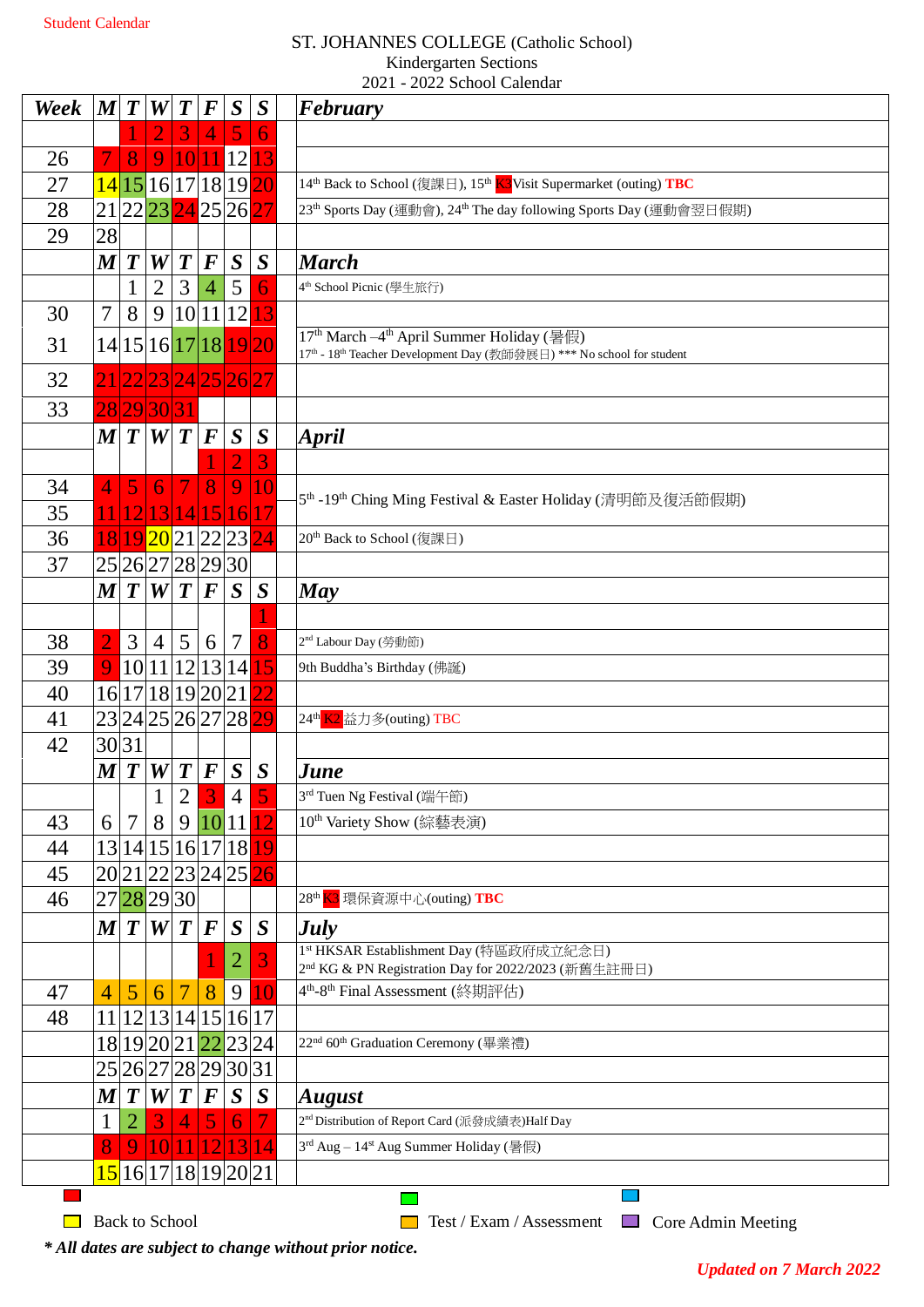Student Calendar

ST. JOHANNES COLLEGE (Catholic School)
Kindergarten Sections
2021 - 2022 School Calendar

| Week | M | T | W | T | F | S | S | February |
|---|---|---|---|---|---|---|---|---|
| | | 1 | 2 | 3 | 4 | 5 | 6 | |
| 26 | 7 | 8 | 9 | 10 | 11 | 12 | 13 | |
| 27 | 14 | 15 | 16 | 17 | 18 | 19 | 20 | 14th Back to School (復課日), 15th K3 Visit Supermarket (outing) **TBC** |
| 28 | 21 | 22 | 23 | 24 | 25 | 26 | 27 | 23rd Sports Day (運動會), 24th The day following Sports Day (運動會翌日假期) |
| 29 | 28 | | | | | | | |
| | **M** | **T** | **W** | **T** | **F** | **S** | **S** | **March** |
| | | 1 | 2 | 3 | 4 | 5 | 6 | 4th School Picnic (學生旅行) |
| 30 | 7 | 8 | 9 | 10 | 11 | 12 | 13 | |
| 31 | 14 | 15 | 16 | 17 | 18 | 19 | 20 | 17th March –4th April Summer Holiday (暑假)<br>17th - 18th Teacher Development Day (教師發展日) *** No school for student |
| 32 | 21 | 22 | 23 | 24 | 25 | 26 | 27 | |
| 33 | 28 | 29 | 30 | 31 | | | | |
| | **M** | **T** | **W** | **T** | **F** | **S** | **S** | **April** |
| | | | | | 1 | 2 | 3 | |
| 34 | 4 | 5 | 6 | 7 | 8 | 9 | 10 | 5th -19th Ching Ming Festival & Easter Holiday (清明節及復活節假期) |
| 35 | 11 | 12 | 13 | 14 | 15 | 16 | 17 | |
| 36 | 18 | 19 | 20 | 21 | 22 | 23 | 24 | 20th Back to School (復課日) |
| 37 | 25 | 26 | 27 | 28 | 29 | 30 | | |
| | **M** | **T** | **W** | **T** | **F** | **S** | **S** | **May** |
| | | | | | | | 1 | |
| 38 | 2 | 3 | 4 | 5 | 6 | 7 | 8 | 2nd Labour Day (勞動節) |
| 39 | 9 | 10 | 11 | 12 | 13 | 14 | 15 | 9th Buddha's Birthday (佛誕) |
| 40 | 16 | 17 | 18 | 19 | 20 | 21 | 22 | |
| 41 | 23 | 24 | 25 | 26 | 27 | 28 | 29 | 24th K2 益力多(outing) TBC |
| 42 | 30 | 31 | | | | | | |
| | **M** | **T** | **W** | **T** | **F** | **S** | **S** | **June** |
| | | | 1 | 2 | 3 | 4 | 5 | 3rd Tuen Ng Festival (端午節) |
| 43 | 6 | 7 | 8 | 9 | 10 | 11 | 12 | 10th Variety Show (綜藝表演) |
| 44 | 13 | 14 | 15 | 16 | 17 | 18 | 19 | |
| 45 | 20 | 21 | 22 | 23 | 24 | 25 | 26 | |
| 46 | 27 | 28 | 29 | 30 | | | | 28th K3 環保資源中心(outing) **TBC** |
| | **M** | **T** | **W** | **T** | **F** | **S** | **S** | **July** |
| | | | | | 1 | 2 | 3 | 1st HKSAR Establishment Day (特區政府成立紀念日)<br>2nd KG & PN Registration Day for 2022/2023 (新舊生註冊日) |
| 47 | 4 | 5 | 6 | 7 | 8 | 9 | 10 | 4th-8th Final Assessment (終期評估) |
| 48 | 11 | 12 | 13 | 14 | 15 | 16 | 17 | |
| | 18 | 19 | 20 | 21 | 22 | 23 | 24 | 22nd 60th Graduation Ceremony (畢業禮) |
| | 25 | 26 | 27 | 28 | 29 | 30 | 31 | |
| | **M** | **T** | **W** | **T** | **F** | **S** | **S** | **August** |
| | 1 | 2 | 3 | 4 | 5 | 6 | 7 | 2nd Distribution of Report Card (派發成績表)Half Day |
| | 8 | 9 | 10 | 11 | 12 | 13 | 14 | 3rd Aug – 14st Aug Summer Holiday (暑假) |
| | 15 | 16 | 17 | 18 | 19 | 20 | 21 | |

Back to School    Test / Exam / Assessment    Core Admin Meeting

***All dates are subject to change without prior notice.***

***Updated on 7 March 2022***